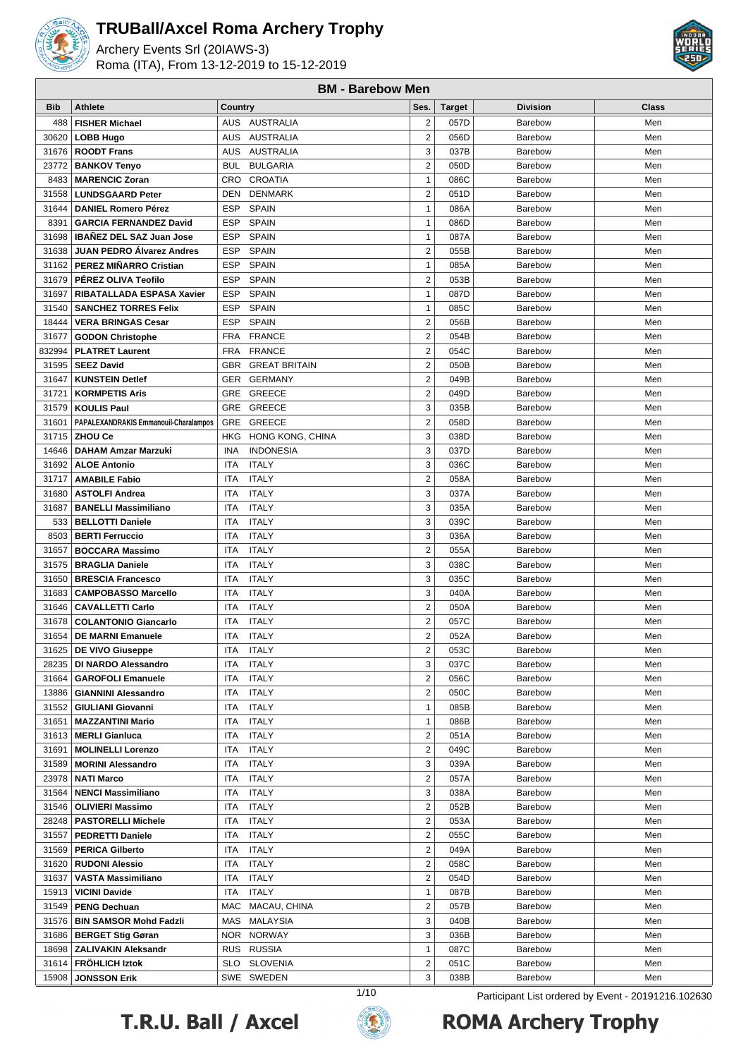# TRUBall/Axcel Roma Archery Trophy

Archery Events Srl (20IAWS-3)
Roma (ITA), From 13-12-2019 to 15-12-2019

## BM - Barebow Men

| Bib | Athlete | Country | | Ses. | Target | Division | Class |
|---|---|---|---|---|---|---|---|
| 488 | **FISHER Michael** | AUS | AUSTRALIA | 2 | 057D | Barebow | Men |
| 30620 | **LOBB Hugo** | AUS | AUSTRALIA | 2 | 056D | Barebow | Men |
| 31676 | **ROODT Frans** | AUS | AUSTRALIA | 3 | 037B | Barebow | Men |
| 23772 | **BANKOV Tenyo** | BUL | BULGARIA | 2 | 050D | Barebow | Men |
| 8483 | **MARENCIC Zoran** | CRO | CROATIA | 1 | 086C | Barebow | Men |
| 31558 | **LUNDSGAARD Peter** | DEN | DENMARK | 2 | 051D | Barebow | Men |
| 31644 | **DANIEL Romero Pérez** | ESP | SPAIN | 1 | 086A | Barebow | Men |
| 8391 | **GARCIA FERNANDEZ David** | ESP | SPAIN | 1 | 086D | Barebow | Men |
| 31698 | **IBAÑEZ DEL SAZ Juan Jose** | ESP | SPAIN | 1 | 087A | Barebow | Men |
| 31638 | **JUAN PEDRO Álvarez Andres** | ESP | SPAIN | 2 | 055B | Barebow | Men |
| 31162 | **PEREZ MIÑARRO Cristian** | ESP | SPAIN | 1 | 085A | Barebow | Men |
| 31679 | **PÉREZ OLIVA Teofilo** | ESP | SPAIN | 2 | 053B | Barebow | Men |
| 31697 | **RIBATALLADA ESPASA Xavier** | ESP | SPAIN | 1 | 087D | Barebow | Men |
| 31540 | **SANCHEZ TORRES Felix** | ESP | SPAIN | 1 | 085C | Barebow | Men |
| 18444 | **VERA BRINGAS Cesar** | ESP | SPAIN | 2 | 056B | Barebow | Men |
| 31677 | **GODON Christophe** | FRA | FRANCE | 2 | 054B | Barebow | Men |
| 832994 | **PLATRET Laurent** | FRA | FRANCE | 2 | 054C | Barebow | Men |
| 31595 | **SEEZ David** | GBR | GREAT BRITAIN | 2 | 050B | Barebow | Men |
| 31647 | **KUNSTEIN Detlef** | GER | GERMANY | 2 | 049B | Barebow | Men |
| 31721 | **KORMPETIS Aris** | GRE | GREECE | 2 | 049D | Barebow | Men |
| 31579 | **KOULIS Paul** | GRE | GREECE | 3 | 035B | Barebow | Men |
| 31601 | **PAPALEXANDRAKIS Emmanouil-Charalampos** | GRE | GREECE | 2 | 058D | Barebow | Men |
| 31715 | **ZHOU Ce** | HKG | HONG KONG, CHINA | 3 | 038D | Barebow | Men |
| 14646 | **DAHAM Amzar Marzuki** | INA | INDONESIA | 3 | 037D | Barebow | Men |
| 31692 | **ALOE Antonio** | ITA | ITALY | 3 | 036C | Barebow | Men |
| 31717 | **AMABILE Fabio** | ITA | ITALY | 2 | 058A | Barebow | Men |
| 31680 | **ASTOLFI Andrea** | ITA | ITALY | 3 | 037A | Barebow | Men |
| 31687 | **BANELLI Massimiliano** | ITA | ITALY | 3 | 035A | Barebow | Men |
| 533 | **BELLOTTI Daniele** | ITA | ITALY | 3 | 039C | Barebow | Men |
| 8503 | **BERTI Ferruccio** | ITA | ITALY | 3 | 036A | Barebow | Men |
| 31657 | **BOCCARA Massimo** | ITA | ITALY | 2 | 055A | Barebow | Men |
| 31575 | **BRAGLIA Daniele** | ITA | ITALY | 3 | 038C | Barebow | Men |
| 31650 | **BRESCIA Francesco** | ITA | ITALY | 3 | 035C | Barebow | Men |
| 31683 | **CAMPOBASSO Marcello** | ITA | ITALY | 3 | 040A | Barebow | Men |
| 31646 | **CAVALLETTI Carlo** | ITA | ITALY | 2 | 050A | Barebow | Men |
| 31678 | **COLANTONIO Giancarlo** | ITA | ITALY | 2 | 057C | Barebow | Men |
| 31654 | **DE MARNI Emanuele** | ITA | ITALY | 2 | 052A | Barebow | Men |
| 31625 | **DE VIVO Giuseppe** | ITA | ITALY | 2 | 053C | Barebow | Men |
| 28235 | **DI NARDO Alessandro** | ITA | ITALY | 3 | 037C | Barebow | Men |
| 31664 | **GAROFOLI Emanuele** | ITA | ITALY | 2 | 056C | Barebow | Men |
| 13886 | **GIANNINI Alessandro** | ITA | ITALY | 2 | 050C | Barebow | Men |
| 31552 | **GIULIANI Giovanni** | ITA | ITALY | 1 | 085B | Barebow | Men |
| 31651 | **MAZZANTINI Mario** | ITA | ITALY | 1 | 086B | Barebow | Men |
| 31613 | **MERLI Gianluca** | ITA | ITALY | 2 | 051A | Barebow | Men |
| 31691 | **MOLINELLI Lorenzo** | ITA | ITALY | 2 | 049C | Barebow | Men |
| 31589 | **MORINI Alessandro** | ITA | ITALY | 3 | 039A | Barebow | Men |
| 23978 | **NATI Marco** | ITA | ITALY | 2 | 057A | Barebow | Men |
| 31564 | **NENCI Massimiliano** | ITA | ITALY | 3 | 038A | Barebow | Men |
| 31546 | **OLIVIERI Massimo** | ITA | ITALY | 2 | 052B | Barebow | Men |
| 28248 | **PASTORELLI Michele** | ITA | ITALY | 2 | 053A | Barebow | Men |
| 31557 | **PEDRETTI Daniele** | ITA | ITALY | 2 | 055C | Barebow | Men |
| 31569 | **PERICA Gilberto** | ITA | ITALY | 2 | 049A | Barebow | Men |
| 31620 | **RUDONI Alessio** | ITA | ITALY | 2 | 058C | Barebow | Men |
| 31637 | **VASTA Massimiliano** | ITA | ITALY | 2 | 054D | Barebow | Men |
| 15913 | **VICINI Davide** | ITA | ITALY | 1 | 087B | Barebow | Men |
| 31549 | **PENG Dechuan** | MAC | MACAU, CHINA | 2 | 057B | Barebow | Men |
| 31576 | **BIN SAMSOR Mohd Fadzli** | MAS | MALAYSIA | 3 | 040B | Barebow | Men |
| 31686 | **BERGET Stig Gøran** | NOR | NORWAY | 3 | 036B | Barebow | Men |
| 18698 | **ZALIVAKIN Aleksandr** | RUS | RUSSIA | 1 | 087C | Barebow | Men |
| 31614 | **FRÖHLICH Iztok** | SLO | SLOVENIA | 2 | 051C | Barebow | Men |
| 15908 | **JONSSON Erik** | SWE | SWEDEN | 3 | 038B | Barebow | Men |

Participant List ordered by Event - 20191216.102630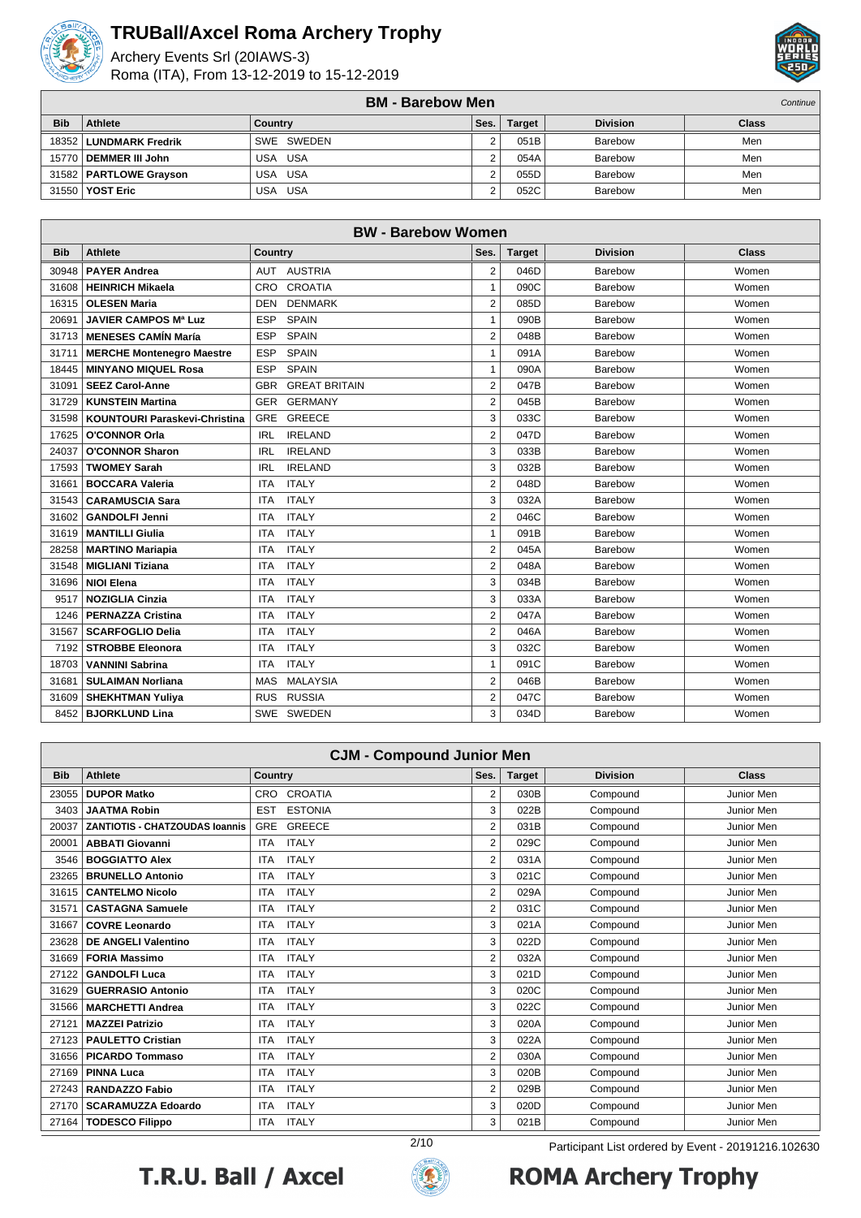## BM - Barebow Men

*Continue*

| Bib | Athlete | Country | Ses. | Target | Division | Class |
|---|---|---|---|---|---|---|
| 18352 | **LUNDMARK Fredrik** | SWE SWEDEN | 2 | 051B | Barebow | Men |
| 15770 | **DEMMER III John** | USA USA | 2 | 054A | Barebow | Men |
| 31582 | **PARTLOWE Grayson** | USA USA | 2 | 055D | Barebow | Men |
| 31550 | **YOST Eric** | USA USA | 2 | 052C | Barebow | Men |

## BW - Barebow Women

| Bib | Athlete | Country | Ses. | Target | Division | Class |
|---|---|---|---|---|---|---|
| 30948 | **PAYER Andrea** | AUT AUSTRIA | 2 | 046D | Barebow | Women |
| 31608 | **HEINRICH Mikaela** | CRO CROATIA | 1 | 090C | Barebow | Women |
| 16315 | **OLESEN Maria** | DEN DENMARK | 2 | 085D | Barebow | Women |
| 20691 | **JAVIER CAMPOS Mª Luz** | ESP SPAIN | 1 | 090B | Barebow | Women |
| 31713 | **MENESES CAMÍN María** | ESP SPAIN | 2 | 048B | Barebow | Women |
| 31711 | **MERCHE Montenegro Maestre** | ESP SPAIN | 1 | 091A | Barebow | Women |
| 18445 | **MINYANO MIQUEL Rosa** | ESP SPAIN | 1 | 090A | Barebow | Women |
| 31091 | **SEEZ Carol-Anne** | GBR GREAT BRITAIN | 2 | 047B | Barebow | Women |
| 31729 | **KUNSTEIN Martina** | GER GERMANY | 2 | 045B | Barebow | Women |
| 31598 | **KOUNTOURI Paraskevi-Christina** | GRE GREECE | 3 | 033C | Barebow | Women |
| 17625 | **O'CONNOR Orla** | IRL IRELAND | 2 | 047D | Barebow | Women |
| 24037 | **O'CONNOR Sharon** | IRL IRELAND | 3 | 033B | Barebow | Women |
| 17593 | **TWOMEY Sarah** | IRL IRELAND | 3 | 032B | Barebow | Women |
| 31661 | **BOCCARA Valeria** | ITA ITALY | 2 | 048D | Barebow | Women |
| 31543 | **CARAMUSCIA Sara** | ITA ITALY | 3 | 032A | Barebow | Women |
| 31602 | **GANDOLFI Jenni** | ITA ITALY | 2 | 046C | Barebow | Women |
| 31619 | **MANTILLI Giulia** | ITA ITALY | 1 | 091B | Barebow | Women |
| 28258 | **MARTINO Mariapia** | ITA ITALY | 2 | 045A | Barebow | Women |
| 31548 | **MIGLIANI Tiziana** | ITA ITALY | 2 | 048A | Barebow | Women |
| 31696 | **NIOI Elena** | ITA ITALY | 3 | 034B | Barebow | Women |
| 9517 | **NOZIGLIA Cinzia** | ITA ITALY | 3 | 033A | Barebow | Women |
| 1246 | **PERNAZZA Cristina** | ITA ITALY | 2 | 047A | Barebow | Women |
| 31567 | **SCARFOGLIO Delia** | ITA ITALY | 2 | 046A | Barebow | Women |
| 7192 | **STROBBE Eleonora** | ITA ITALY | 3 | 032C | Barebow | Women |
| 18703 | **VANNINI Sabrina** | ITA ITALY | 1 | 091C | Barebow | Women |
| 31681 | **SULAIMAN Norliana** | MAS MALAYSIA | 2 | 046B | Barebow | Women |
| 31609 | **SHEKHTMAN Yuliya** | RUS RUSSIA | 2 | 047C | Barebow | Women |
| 8452 | **BJORKLUND Lina** | SWE SWEDEN | 3 | 034D | Barebow | Women |

## CJM - Compound Junior Men

| Bib | Athlete | Country | Ses. | Target | Division | Class |
|---|---|---|---|---|---|---|
| 23055 | **DUPOR Matko** | CRO CROATIA | 2 | 030B | Compound | Junior Men |
| 3403 | **JAATMA Robin** | EST ESTONIA | 3 | 022B | Compound | Junior Men |
| 20037 | **ZANTIOTIS - CHATZOUDAS Ioannis** | GRE GREECE | 2 | 031B | Compound | Junior Men |
| 20001 | **ABBATI Giovanni** | ITA ITALY | 2 | 029C | Compound | Junior Men |
| 3546 | **BOGGIATTO Alex** | ITA ITALY | 2 | 031A | Compound | Junior Men |
| 23265 | **BRUNELLO Antonio** | ITA ITALY | 3 | 021C | Compound | Junior Men |
| 31615 | **CANTELMO Nicolo** | ITA ITALY | 2 | 029A | Compound | Junior Men |
| 31571 | **CASTAGNA Samuele** | ITA ITALY | 2 | 031C | Compound | Junior Men |
| 31667 | **COVRE Leonardo** | ITA ITALY | 3 | 021A | Compound | Junior Men |
| 23628 | **DE ANGELI Valentino** | ITA ITALY | 3 | 022D | Compound | Junior Men |
| 31669 | **FORIA Massimo** | ITA ITALY | 2 | 032A | Compound | Junior Men |
| 27122 | **GANDOLFI Luca** | ITA ITALY | 3 | 021D | Compound | Junior Men |
| 31629 | **GUERRASIO Antonio** | ITA ITALY | 3 | 020C | Compound | Junior Men |
| 31566 | **MARCHETTI Andrea** | ITA ITALY | 3 | 022C | Compound | Junior Men |
| 27121 | **MAZZEI Patrizio** | ITA ITALY | 3 | 020A | Compound | Junior Men |
| 27123 | **PAULETTO Cristian** | ITA ITALY | 3 | 022A | Compound | Junior Men |
| 31656 | **PICARDO Tommaso** | ITA ITALY | 2 | 030A | Compound | Junior Men |
| 27169 | **PINNA Luca** | ITA ITALY | 3 | 020B | Compound | Junior Men |
| 27243 | **RANDAZZO Fabio** | ITA ITALY | 2 | 029B | Compound | Junior Men |
| 27170 | **SCARAMUZZA Edoardo** | ITA ITALY | 3 | 020D | Compound | Junior Men |
| 27164 | **TODESCO Filippo** | ITA ITALY | 3 | 021B | Compound | Junior Men |

Participant List ordered by Event - 20191216.102630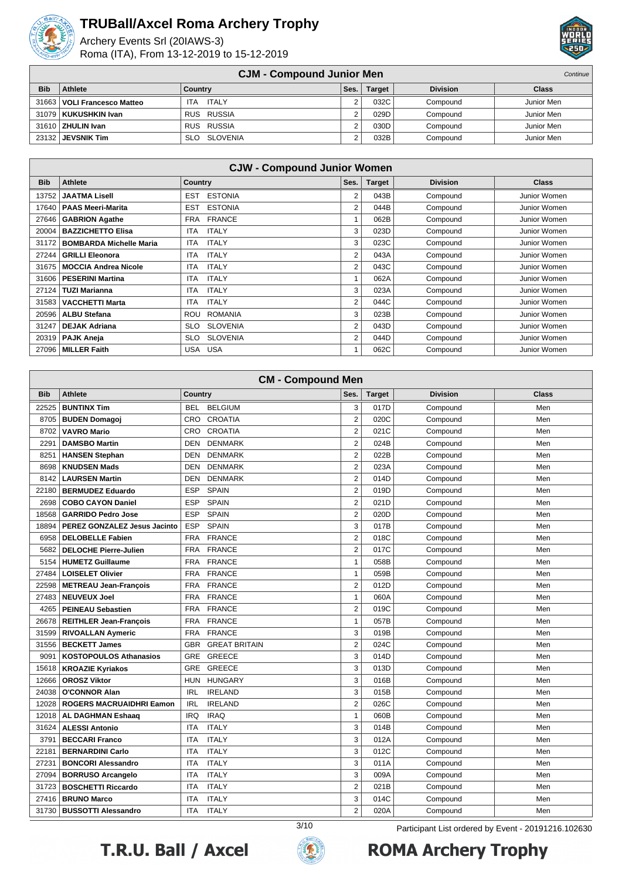## CJM - Compound Junior Men

*Continue*

| Bib | Athlete | Country | Ses. | Target | Division | Class |
|---|---|---|---|---|---|---|
| 31663 | **VOLI Francesco Matteo** | ITA ITALY | 2 | 032C | Compound | Junior Men |
| 31079 | **KUKUSHKIN Ivan** | RUS RUSSIA | 2 | 029D | Compound | Junior Men |
| 31610 | **ZHULIN Ivan** | RUS RUSSIA | 2 | 030D | Compound | Junior Men |
| 23132 | **JEVSNIK Tim** | SLO SLOVENIA | 2 | 032B | Compound | Junior Men |

## CJW - Compound Junior Women

| Bib | Athlete | Country | Ses. | Target | Division | Class |
|---|---|---|---|---|---|---|
| 13752 | **JAATMA Lisell** | EST ESTONIA | 2 | 043B | Compound | Junior Women |
| 17640 | **PAAS Meeri-Marita** | EST ESTONIA | 2 | 044B | Compound | Junior Women |
| 27646 | **GABRION Agathe** | FRA FRANCE | 1 | 062B | Compound | Junior Women |
| 20004 | **BAZZICHETTO Elisa** | ITA ITALY | 3 | 023D | Compound | Junior Women |
| 31172 | **BOMBARDA Michelle Maria** | ITA ITALY | 3 | 023C | Compound | Junior Women |
| 27244 | **GRILLI Eleonora** | ITA ITALY | 2 | 043A | Compound | Junior Women |
| 31675 | **MOCCIA Andrea Nicole** | ITA ITALY | 2 | 043C | Compound | Junior Women |
| 31606 | **PESERINI Martina** | ITA ITALY | 1 | 062A | Compound | Junior Women |
| 27124 | **TUZI Marianna** | ITA ITALY | 3 | 023A | Compound | Junior Women |
| 31583 | **VACCHETTI Marta** | ITA ITALY | 2 | 044C | Compound | Junior Women |
| 20596 | **ALBU Stefana** | ROU ROMANIA | 3 | 023B | Compound | Junior Women |
| 31247 | **DEJAK Adriana** | SLO SLOVENIA | 2 | 043D | Compound | Junior Women |
| 20319 | **PAJK Aneja** | SLO SLOVENIA | 2 | 044D | Compound | Junior Women |
| 27096 | **MILLER Faith** | USA USA | 1 | 062C | Compound | Junior Women |

## CM - Compound Men

| Bib | Athlete | Country | Ses. | Target | Division | Class |
|---|---|---|---|---|---|---|
| 22525 | **BUNTINX Tim** | BEL BELGIUM | 3 | 017D | Compound | Men |
| 8705 | **BUDEN Domagoj** | CRO CROATIA | 2 | 020C | Compound | Men |
| 8702 | **VAVRO Mario** | CRO CROATIA | 2 | 021C | Compound | Men |
| 2291 | **DAMSBO Martin** | DEN DENMARK | 2 | 024B | Compound | Men |
| 8251 | **HANSEN Stephan** | DEN DENMARK | 2 | 022B | Compound | Men |
| 8698 | **KNUDSEN Mads** | DEN DENMARK | 2 | 023A | Compound | Men |
| 8142 | **LAURSEN Martin** | DEN DENMARK | 2 | 014D | Compound | Men |
| 22180 | **BERMUDEZ Eduardo** | ESP SPAIN | 2 | 019D | Compound | Men |
| 2698 | **COBO CAYON Daniel** | ESP SPAIN | 2 | 021D | Compound | Men |
| 18568 | **GARRIDO Pedro Jose** | ESP SPAIN | 2 | 020D | Compound | Men |
| 18894 | **PEREZ GONZALEZ Jesus Jacinto** | ESP SPAIN | 3 | 017B | Compound | Men |
| 6958 | **DELOBELLE Fabien** | FRA FRANCE | 2 | 018C | Compound | Men |
| 5682 | **DELOCHE Pierre-Julien** | FRA FRANCE | 2 | 017C | Compound | Men |
| 5154 | **HUMETZ Guillaume** | FRA FRANCE | 1 | 058B | Compound | Men |
| 27484 | **LOISELET Olivier** | FRA FRANCE | 1 | 059B | Compound | Men |
| 22598 | **METREAU Jean-François** | FRA FRANCE | 2 | 012D | Compound | Men |
| 27483 | **NEUVEUX Joel** | FRA FRANCE | 1 | 060A | Compound | Men |
| 4265 | **PEINEAU Sebastien** | FRA FRANCE | 2 | 019C | Compound | Men |
| 26678 | **REITHLER Jean-François** | FRA FRANCE | 1 | 057B | Compound | Men |
| 31599 | **RIVOALLAN Aymeric** | FRA FRANCE | 3 | 019B | Compound | Men |
| 31556 | **BECKETT James** | GBR GREAT BRITAIN | 2 | 024C | Compound | Men |
| 9091 | **KOSTOPOULOS Athanasios** | GRE GREECE | 3 | 014D | Compound | Men |
| 15618 | **KROAZIE Kyriakos** | GRE GREECE | 3 | 013D | Compound | Men |
| 12666 | **OROSZ Viktor** | HUN HUNGARY | 3 | 016B | Compound | Men |
| 24038 | **O'CONNOR Alan** | IRL IRELAND | 3 | 015B | Compound | Men |
| 12028 | **ROGERS MACRUAIDHRI Eamon** | IRL IRELAND | 2 | 026C | Compound | Men |
| 12018 | **AL DAGHMAN Eshaaq** | IRQ IRAQ | 1 | 060B | Compound | Men |
| 31624 | **ALESSI Antonio** | ITA ITALY | 3 | 014B | Compound | Men |
| 3791 | **BECCARI Franco** | ITA ITALY | 3 | 012A | Compound | Men |
| 22181 | **BERNARDINI Carlo** | ITA ITALY | 3 | 012C | Compound | Men |
| 27231 | **BONCORI Alessandro** | ITA ITALY | 3 | 011A | Compound | Men |
| 27094 | **BORRUSO Arcangelo** | ITA ITALY | 3 | 009A | Compound | Men |
| 31723 | **BOSCHETTI Riccardo** | ITA ITALY | 2 | 021B | Compound | Men |
| 27416 | **BRUNO Marco** | ITA ITALY | 3 | 014C | Compound | Men |
| 31730 | **BUSSOTTI Alessandro** | ITA ITALY | 2 | 020A | Compound | Men |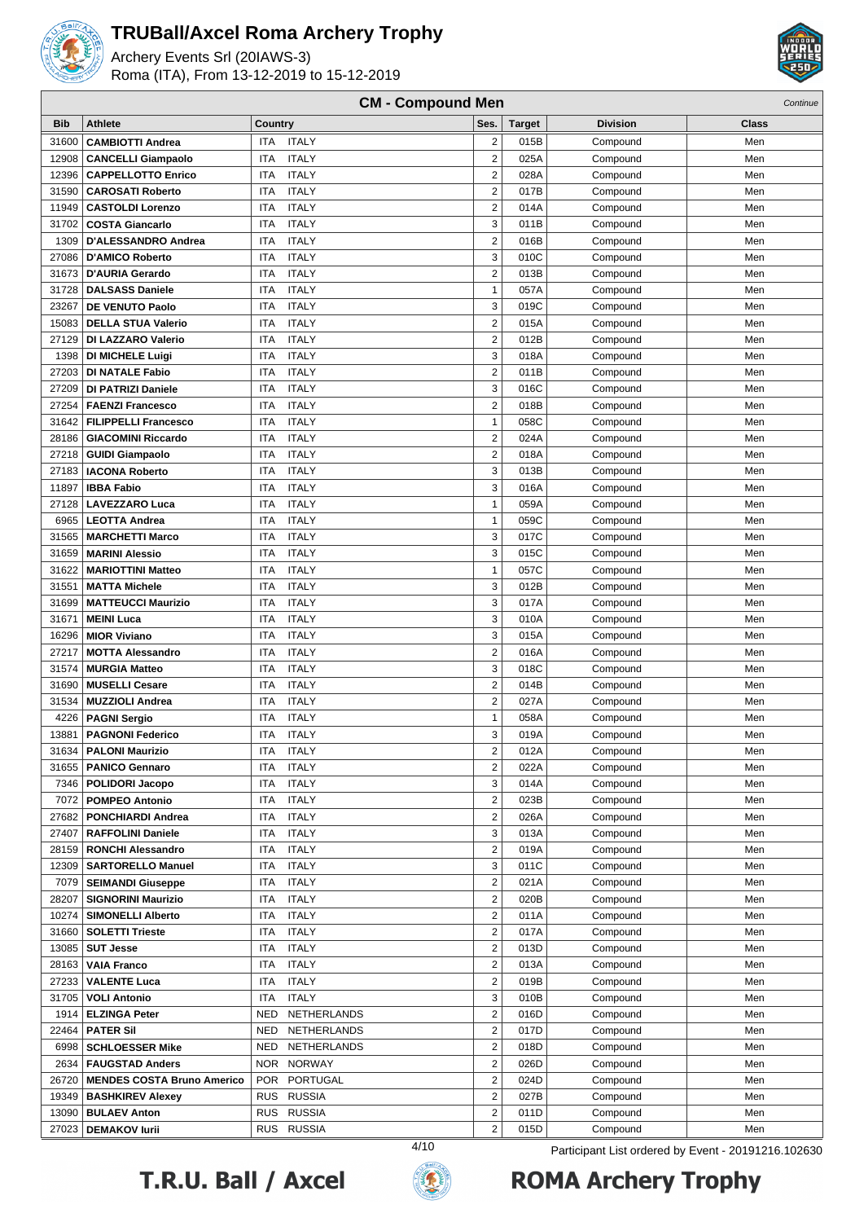# TRUBall/Axcel Roma Archery Trophy

Archery Events Srl (20IAWS-3)
Roma (ITA), From 13-12-2019 to 15-12-2019

## CM - Compound Men

*Continue*

| Bib | Athlete | Country | | Ses. | Target | Division | Class |
|---|---|---|---|---|---|---|---|
| 31600 | **CAMBIOTTI Andrea** | ITA | ITALY | 2 | 015B | Compound | Men |
| 12908 | **CANCELLI Giampaolo** | ITA | ITALY | 2 | 025A | Compound | Men |
| 12396 | **CAPPELLOTTO Enrico** | ITA | ITALY | 2 | 028A | Compound | Men |
| 31590 | **CAROSATI Roberto** | ITA | ITALY | 2 | 017B | Compound | Men |
| 11949 | **CASTOLDI Lorenzo** | ITA | ITALY | 2 | 014A | Compound | Men |
| 31702 | **COSTA Giancarlo** | ITA | ITALY | 3 | 011B | Compound | Men |
| 1309 | **D'ALESSANDRO Andrea** | ITA | ITALY | 2 | 016B | Compound | Men |
| 27086 | **D'AMICO Roberto** | ITA | ITALY | 3 | 010C | Compound | Men |
| 31673 | **D'AURIA Gerardo** | ITA | ITALY | 2 | 013B | Compound | Men |
| 31728 | **DALSASS Daniele** | ITA | ITALY | 1 | 057A | Compound | Men |
| 23267 | **DE VENUTO Paolo** | ITA | ITALY | 3 | 019C | Compound | Men |
| 15083 | **DELLA STUA Valerio** | ITA | ITALY | 2 | 015A | Compound | Men |
| 27129 | **DI LAZZARO Valerio** | ITA | ITALY | 2 | 012B | Compound | Men |
| 1398 | **DI MICHELE Luigi** | ITA | ITALY | 3 | 018A | Compound | Men |
| 27203 | **DI NATALE Fabio** | ITA | ITALY | 2 | 011B | Compound | Men |
| 27209 | **DI PATRIZI Daniele** | ITA | ITALY | 3 | 016C | Compound | Men |
| 27254 | **FAENZI Francesco** | ITA | ITALY | 2 | 018B | Compound | Men |
| 31642 | **FILIPPELLI Francesco** | ITA | ITALY | 1 | 058C | Compound | Men |
| 28186 | **GIACOMINI Riccardo** | ITA | ITALY | 2 | 024A | Compound | Men |
| 27218 | **GUIDI Giampaolo** | ITA | ITALY | 2 | 018A | Compound | Men |
| 27183 | **IACONA Roberto** | ITA | ITALY | 3 | 013B | Compound | Men |
| 11897 | **IBBA Fabio** | ITA | ITALY | 3 | 016A | Compound | Men |
| 27128 | **LAVEZZARO Luca** | ITA | ITALY | 1 | 059A | Compound | Men |
| 6965 | **LEOTTA Andrea** | ITA | ITALY | 1 | 059C | Compound | Men |
| 31565 | **MARCHETTI Marco** | ITA | ITALY | 3 | 017C | Compound | Men |
| 31659 | **MARINI Alessio** | ITA | ITALY | 3 | 015C | Compound | Men |
| 31622 | **MARIOTTINI Matteo** | ITA | ITALY | 1 | 057C | Compound | Men |
| 31551 | **MATTA Michele** | ITA | ITALY | 3 | 012B | Compound | Men |
| 31699 | **MATTEUCCI Maurizio** | ITA | ITALY | 3 | 017A | Compound | Men |
| 31671 | **MEINI Luca** | ITA | ITALY | 3 | 010A | Compound | Men |
| 16296 | **MIOR Viviano** | ITA | ITALY | 3 | 015A | Compound | Men |
| 27217 | **MOTTA Alessandro** | ITA | ITALY | 2 | 016A | Compound | Men |
| 31574 | **MURGIA Matteo** | ITA | ITALY | 3 | 018C | Compound | Men |
| 31690 | **MUSELLI Cesare** | ITA | ITALY | 2 | 014B | Compound | Men |
| 31534 | **MUZZIOLI Andrea** | ITA | ITALY | 2 | 027A | Compound | Men |
| 4226 | **PAGNI Sergio** | ITA | ITALY | 1 | 058A | Compound | Men |
| 13881 | **PAGNONI Federico** | ITA | ITALY | 3 | 019A | Compound | Men |
| 31634 | **PALONI Maurizio** | ITA | ITALY | 2 | 012A | Compound | Men |
| 31655 | **PANICO Gennaro** | ITA | ITALY | 2 | 022A | Compound | Men |
| 7346 | **POLIDORI Jacopo** | ITA | ITALY | 3 | 014A | Compound | Men |
| 7072 | **POMPEO Antonio** | ITA | ITALY | 2 | 023B | Compound | Men |
| 27682 | **PONCHIARDI Andrea** | ITA | ITALY | 2 | 026A | Compound | Men |
| 27407 | **RAFFOLINI Daniele** | ITA | ITALY | 3 | 013A | Compound | Men |
| 28159 | **RONCHI Alessandro** | ITA | ITALY | 2 | 019A | Compound | Men |
| 12309 | **SARTORELLO Manuel** | ITA | ITALY | 3 | 011C | Compound | Men |
| 7079 | **SEIMANDI Giuseppe** | ITA | ITALY | 2 | 021A | Compound | Men |
| 28207 | **SIGNORINI Maurizio** | ITA | ITALY | 2 | 020B | Compound | Men |
| 10274 | **SIMONELLI Alberto** | ITA | ITALY | 2 | 011A | Compound | Men |
| 31660 | **SOLETTI Trieste** | ITA | ITALY | 2 | 017A | Compound | Men |
| 13085 | **SUT Jesse** | ITA | ITALY | 2 | 013D | Compound | Men |
| 28163 | **VAIA Franco** | ITA | ITALY | 2 | 013A | Compound | Men |
| 27233 | **VALENTE Luca** | ITA | ITALY | 2 | 019B | Compound | Men |
| 31705 | **VOLI Antonio** | ITA | ITALY | 3 | 010B | Compound | Men |
| 1914 | **ELZINGA Peter** | NED | NETHERLANDS | 2 | 016D | Compound | Men |
| 22464 | **PATER Sil** | NED | NETHERLANDS | 2 | 017D | Compound | Men |
| 6998 | **SCHLOESSER Mike** | NED | NETHERLANDS | 2 | 018D | Compound | Men |
| 2634 | **FAUGSTAD Anders** | NOR | NORWAY | 2 | 026D | Compound | Men |
| 26720 | **MENDES COSTA Bruno Americo** | POR | PORTUGAL | 2 | 024D | Compound | Men |
| 19349 | **BASHKIREV Alexey** | RUS | RUSSIA | 2 | 027B | Compound | Men |
| 13090 | **BULAEV Anton** | RUS | RUSSIA | 2 | 011D | Compound | Men |
| 27023 | **DEMAKOV Iurii** | RUS | RUSSIA | 2 | 015D | Compound | Men |

Participant List ordered by Event - 20191216.102630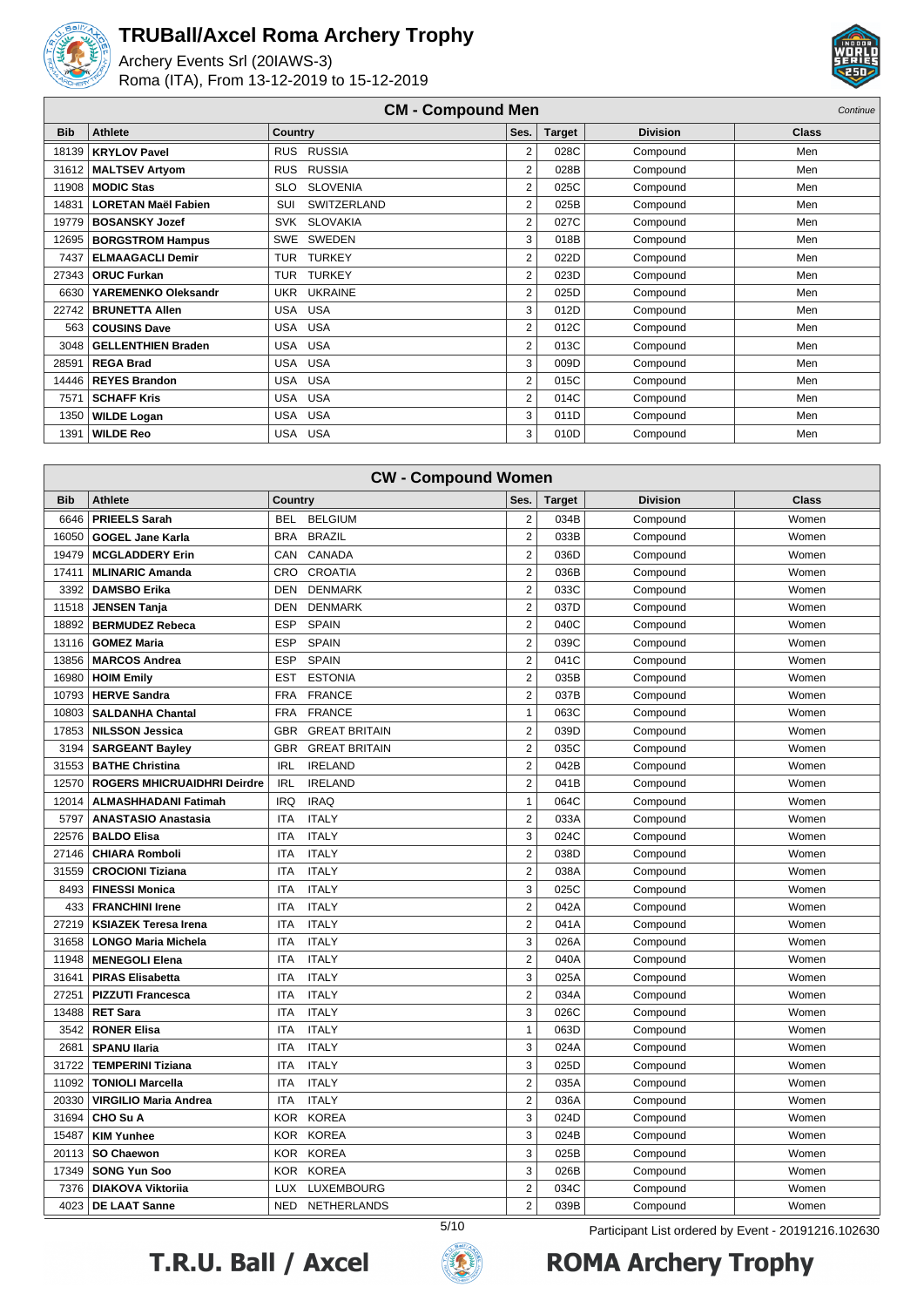## CM - Compound Men

*Continue*

| Bib | Athlete | Country | | Ses. | Target | Division | Class |
|---|---|---|---|---|---|---|---|
| 18139 | **KRYLOV Pavel** | RUS | RUSSIA | 2 | 028C | Compound | Men |
| 31612 | **MALTSEV Artyom** | RUS | RUSSIA | 2 | 028B | Compound | Men |
| 11908 | **MODIC Stas** | SLO | SLOVENIA | 2 | 025C | Compound | Men |
| 14831 | **LORETAN Maël Fabien** | SUI | SWITZERLAND | 2 | 025B | Compound | Men |
| 19779 | **BOSANSKY Jozef** | SVK | SLOVAKIA | 2 | 027C | Compound | Men |
| 12695 | **BORGSTROM Hampus** | SWE | SWEDEN | 3 | 018B | Compound | Men |
| 7437 | **ELMAAGACLI Demir** | TUR | TURKEY | 2 | 022D | Compound | Men |
| 27343 | **ORUC Furkan** | TUR | TURKEY | 2 | 023D | Compound | Men |
| 6630 | **YAREMENKO Oleksandr** | UKR | UKRAINE | 2 | 025D | Compound | Men |
| 22742 | **BRUNETTA Allen** | USA | USA | 3 | 012D | Compound | Men |
| 563 | **COUSINS Dave** | USA | USA | 2 | 012C | Compound | Men |
| 3048 | **GELLENTHIEN Braden** | USA | USA | 2 | 013C | Compound | Men |
| 28591 | **REGA Brad** | USA | USA | 3 | 009D | Compound | Men |
| 14446 | **REYES Brandon** | USA | USA | 2 | 015C | Compound | Men |
| 7571 | **SCHAFF Kris** | USA | USA | 2 | 014C | Compound | Men |
| 1350 | **WILDE Logan** | USA | USA | 3 | 011D | Compound | Men |
| 1391 | **WILDE Reo** | USA | USA | 3 | 010D | Compound | Men |

## CW - Compound Women

| Bib | Athlete | Country | | Ses. | Target | Division | Class |
|---|---|---|---|---|---|---|---|
| 6646 | **PRIEELS Sarah** | BEL | BELGIUM | 2 | 034B | Compound | Women |
| 16050 | **GOGEL Jane Karla** | BRA | BRAZIL | 2 | 033B | Compound | Women |
| 19479 | **MCGLADDERY Erin** | CAN | CANADA | 2 | 036D | Compound | Women |
| 17411 | **MLINARIC Amanda** | CRO | CROATIA | 2 | 036B | Compound | Women |
| 3392 | **DAMSBO Erika** | DEN | DENMARK | 2 | 033C | Compound | Women |
| 11518 | **JENSEN Tanja** | DEN | DENMARK | 2 | 037D | Compound | Women |
| 18892 | **BERMUDEZ Rebeca** | ESP | SPAIN | 2 | 040C | Compound | Women |
| 13116 | **GOMEZ Maria** | ESP | SPAIN | 2 | 039C | Compound | Women |
| 13856 | **MARCOS Andrea** | ESP | SPAIN | 2 | 041C | Compound | Women |
| 16980 | **HOIM Emily** | EST | ESTONIA | 2 | 035B | Compound | Women |
| 10793 | **HERVE Sandra** | FRA | FRANCE | 2 | 037B | Compound | Women |
| 10803 | **SALDANHA Chantal** | FRA | FRANCE | 1 | 063C | Compound | Women |
| 17853 | **NILSSON Jessica** | GBR | GREAT BRITAIN | 2 | 039D | Compound | Women |
| 3194 | **SARGEANT Bayley** | GBR | GREAT BRITAIN | 2 | 035C | Compound | Women |
| 31553 | **BATHE Christina** | IRL | IRELAND | 2 | 042B | Compound | Women |
| 12570 | **ROGERS MHICRUAIDHRI Deirdre** | IRL | IRELAND | 2 | 041B | Compound | Women |
| 12014 | **ALMASHHADANI Fatimah** | IRQ | IRAQ | 1 | 064C | Compound | Women |
| 5797 | **ANASTASIO Anastasia** | ITA | ITALY | 2 | 033A | Compound | Women |
| 22576 | **BALDO Elisa** | ITA | ITALY | 3 | 024C | Compound | Women |
| 27146 | **CHIARA Romboli** | ITA | ITALY | 2 | 038D | Compound | Women |
| 31559 | **CROCIONI Tiziana** | ITA | ITALY | 2 | 038A | Compound | Women |
| 8493 | **FINESSI Monica** | ITA | ITALY | 3 | 025C | Compound | Women |
| 433 | **FRANCHINI Irene** | ITA | ITALY | 2 | 042A | Compound | Women |
| 27219 | **KSIAZEK Teresa Irena** | ITA | ITALY | 2 | 041A | Compound | Women |
| 31658 | **LONGO Maria Michela** | ITA | ITALY | 3 | 026A | Compound | Women |
| 11948 | **MENEGOLI Elena** | ITA | ITALY | 2 | 040A | Compound | Women |
| 31641 | **PIRAS Elisabetta** | ITA | ITALY | 3 | 025A | Compound | Women |
| 27251 | **PIZZUTI Francesca** | ITA | ITALY | 2 | 034A | Compound | Women |
| 13488 | **RET Sara** | ITA | ITALY | 3 | 026C | Compound | Women |
| 3542 | **RONER Elisa** | ITA | ITALY | 1 | 063D | Compound | Women |
| 2681 | **SPANU Ilaria** | ITA | ITALY | 3 | 024A | Compound | Women |
| 31722 | **TEMPERINI Tiziana** | ITA | ITALY | 3 | 025D | Compound | Women |
| 11092 | **TONIOLI Marcella** | ITA | ITALY | 2 | 035A | Compound | Women |
| 20330 | **VIRGILIO Maria Andrea** | ITA | ITALY | 2 | 036A | Compound | Women |
| 31694 | **CHO Su A** | KOR | KOREA | 3 | 024D | Compound | Women |
| 15487 | **KIM Yunhee** | KOR | KOREA | 3 | 024B | Compound | Women |
| 20113 | **SO Chaewon** | KOR | KOREA | 3 | 025B | Compound | Women |
| 17349 | **SONG Yun Soo** | KOR | KOREA | 3 | 026B | Compound | Women |
| 7376 | **DIAKOVA Viktoriia** | LUX | LUXEMBOURG | 2 | 034C | Compound | Women |
| 4023 | **DE LAAT Sanne** | NED | NETHERLANDS | 2 | 039B | Compound | Women |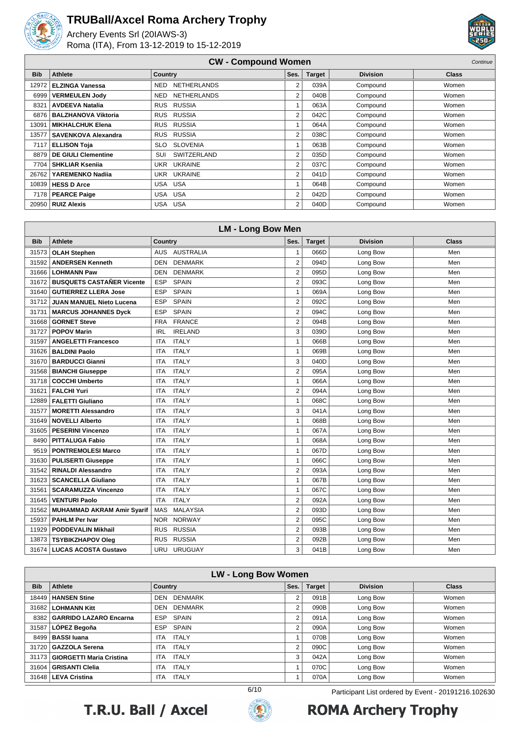# TRUBall/Axcel Roma Archery Trophy

Archery Events Srl (20IAWS-3)
Roma (ITA), From 13-12-2019 to 15-12-2019

## CW - Compound Women

*Continue*

| Bib | Athlete | Country | Ses. | Target | Division | Class |
|---|---|---|---|---|---|---|
| 12972 | **ELZINGA Vanessa** | NED NETHERLANDS | 2 | 039A | Compound | Women |
| 6999 | **VERMEULEN Jody** | NED NETHERLANDS | 2 | 040B | Compound | Women |
| 8321 | **AVDEEVA Natalia** | RUS RUSSIA | 1 | 063A | Compound | Women |
| 6876 | **BALZHANOVA Viktoria** | RUS RUSSIA | 2 | 042C | Compound | Women |
| 13091 | **MIKHALCHUK Elena** | RUS RUSSIA | 1 | 064A | Compound | Women |
| 13577 | **SAVENKOVA Alexandra** | RUS RUSSIA | 2 | 038C | Compound | Women |
| 7117 | **ELLISON Toja** | SLO SLOVENIA | 1 | 063B | Compound | Women |
| 8879 | **DE GIULI Clementine** | SUI SWITZERLAND | 2 | 035D | Compound | Women |
| 7704 | **SHKLIAR Kseniia** | UKR UKRAINE | 2 | 037C | Compound | Women |
| 26762 | **YAREMENKO Nadiia** | UKR UKRAINE | 2 | 041D | Compound | Women |
| 10839 | **HESS D Arce** | USA USA | 1 | 064B | Compound | Women |
| 7178 | **PEARCE Paige** | USA USA | 2 | 042D | Compound | Women |
| 20950 | **RUIZ Alexis** | USA USA | 2 | 040D | Compound | Women |

## LM - Long Bow Men

| Bib | Athlete | Country | Ses. | Target | Division | Class |
|---|---|---|---|---|---|---|
| 31573 | **OLAH Stephen** | AUS AUSTRALIA | 1 | 066D | Long Bow | Men |
| 31592 | **ANDERSEN Kenneth** | DEN DENMARK | 2 | 094D | Long Bow | Men |
| 31666 | **LOHMANN Paw** | DEN DENMARK | 2 | 095D | Long Bow | Men |
| 31672 | **BUSQUETS CASTAÑER Vicente** | ESP SPAIN | 2 | 093C | Long Bow | Men |
| 31640 | **GUTIERREZ LLERA Jose** | ESP SPAIN | 1 | 069A | Long Bow | Men |
| 31712 | **JUAN MANUEL Nieto Lucena** | ESP SPAIN | 2 | 092C | Long Bow | Men |
| 31731 | **MARCUS JOHANNES Dyck** | ESP SPAIN | 2 | 094C | Long Bow | Men |
| 31668 | **GORNET Steve** | FRA FRANCE | 2 | 094B | Long Bow | Men |
| 31727 | **POPOV Marin** | IRL IRELAND | 3 | 039D | Long Bow | Men |
| 31597 | **ANGELETTI Francesco** | ITA ITALY | 1 | 066B | Long Bow | Men |
| 31626 | **BALDINI Paolo** | ITA ITALY | 1 | 069B | Long Bow | Men |
| 31670 | **BARDUCCI Gianni** | ITA ITALY | 3 | 040D | Long Bow | Men |
| 31568 | **BIANCHI Giuseppe** | ITA ITALY | 2 | 095A | Long Bow | Men |
| 31718 | **COCCHI Umberto** | ITA ITALY | 1 | 066A | Long Bow | Men |
| 31621 | **FALCHI Yuri** | ITA ITALY | 2 | 094A | Long Bow | Men |
| 12889 | **FALETTI Giuliano** | ITA ITALY | 1 | 068C | Long Bow | Men |
| 31577 | **MORETTI Alessandro** | ITA ITALY | 3 | 041A | Long Bow | Men |
| 31649 | **NOVELLI Alberto** | ITA ITALY | 1 | 068B | Long Bow | Men |
| 31605 | **PESERINI Vincenzo** | ITA ITALY | 1 | 067A | Long Bow | Men |
| 8490 | **PITTALUGA Fabio** | ITA ITALY | 1 | 068A | Long Bow | Men |
| 9519 | **PONTREMOLESI Marco** | ITA ITALY | 1 | 067D | Long Bow | Men |
| 31630 | **PULISERTI Giuseppe** | ITA ITALY | 1 | 066C | Long Bow | Men |
| 31542 | **RINALDI Alessandro** | ITA ITALY | 2 | 093A | Long Bow | Men |
| 31623 | **SCANCELLA Giuliano** | ITA ITALY | 1 | 067B | Long Bow | Men |
| 31561 | **SCARAMUZZA Vincenzo** | ITA ITALY | 1 | 067C | Long Bow | Men |
| 31645 | **VENTURI Paolo** | ITA ITALY | 2 | 092A | Long Bow | Men |
| 31562 | **MUHAMMAD AKRAM Amir Syarif** | MAS MALAYSIA | 2 | 093D | Long Bow | Men |
| 15937 | **PAHLM Per Ivar** | NOR NORWAY | 2 | 095C | Long Bow | Men |
| 11929 | **PODDEVALIN Mikhail** | RUS RUSSIA | 2 | 093B | Long Bow | Men |
| 13873 | **TSYBIKZHAPOV Oleg** | RUS RUSSIA | 2 | 092B | Long Bow | Men |
| 31674 | **LUCAS ACOSTA Gustavo** | URU URUGUAY | 3 | 041B | Long Bow | Men |

## LW - Long Bow Women

| Bib | Athlete | Country | Ses. | Target | Division | Class |
|---|---|---|---|---|---|---|
| 18449 | **HANSEN Stine** | DEN DENMARK | 2 | 091B | Long Bow | Women |
| 31682 | **LOHMANN Kitt** | DEN DENMARK | 2 | 090B | Long Bow | Women |
| 8382 | **GARRIDO LAZARO Encarna** | ESP SPAIN | 2 | 091A | Long Bow | Women |
| 31587 | **LÓPEZ Begoña** | ESP SPAIN | 2 | 090A | Long Bow | Women |
| 8499 | **BASSI Iuana** | ITA ITALY | 1 | 070B | Long Bow | Women |
| 31720 | **GAZZOLA Serena** | ITA ITALY | 2 | 090C | Long Bow | Women |
| 31173 | **GIORGETTI Maria Cristina** | ITA ITALY | 3 | 042A | Long Bow | Women |
| 31604 | **GRISANTI Clelia** | ITA ITALY | 1 | 070C | Long Bow | Women |
| 31648 | **LEVA Cristina** | ITA ITALY | 1 | 070A | Long Bow | Women |

Participant List ordered by Event - 20191216.102630

T.R.U. Ball / Axcel — ROMA Archery Trophy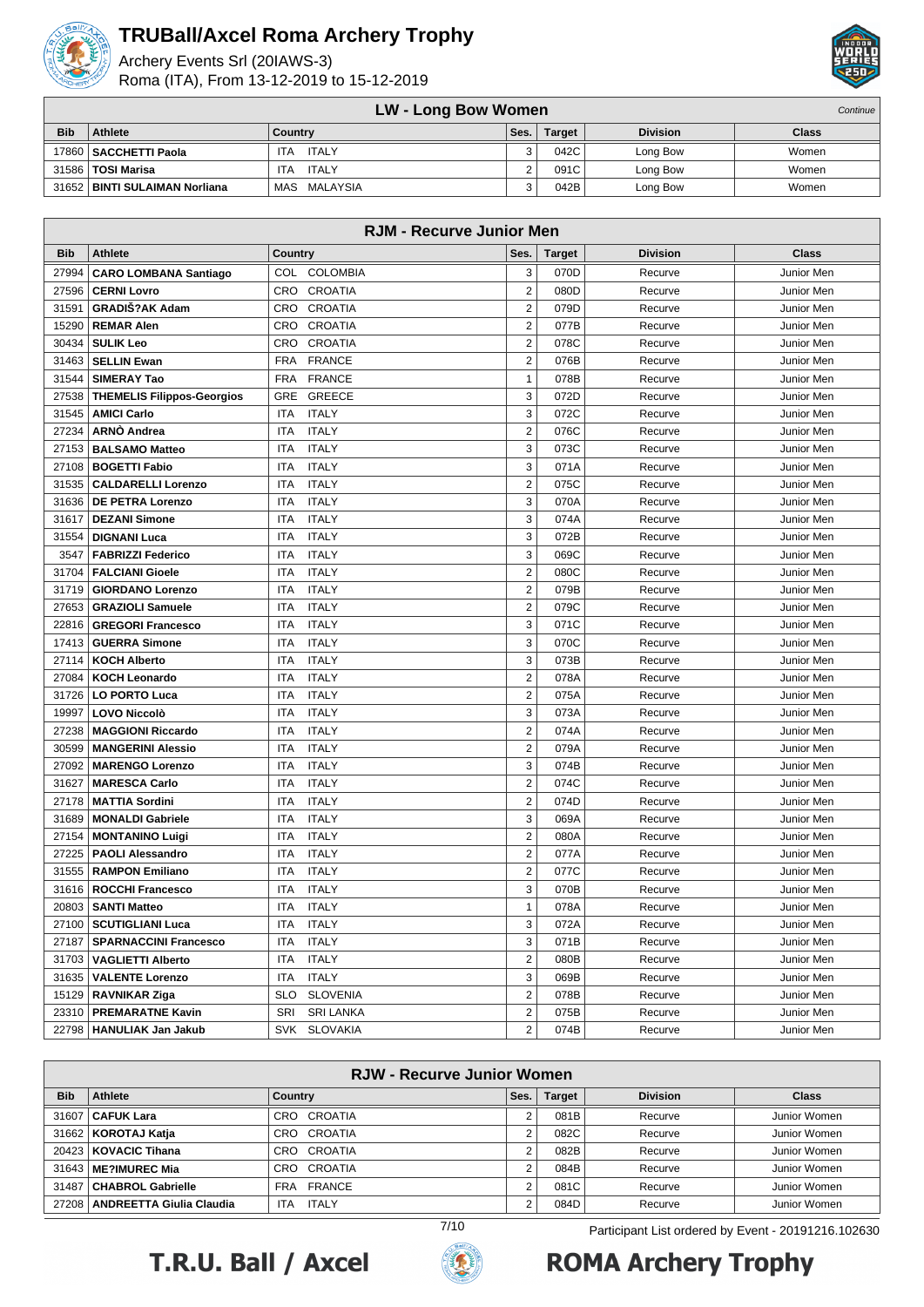## LW - Long Bow Women

*Continue*

| Bib | Athlete | Country | Ses. | Target | Division | Class |
|---|---|---|---|---|---|---|
| 17860 | **SACCHETTI Paola** | ITA ITALY | 3 | 042C | Long Bow | Women |
| 31586 | **TOSI Marisa** | ITA ITALY | 2 | 091C | Long Bow | Women |
| 31652 | **BINTI SULAIMAN Norliana** | MAS MALAYSIA | 3 | 042B | Long Bow | Women |

## RJM - Recurve Junior Men

| Bib | Athlete | Country | Ses. | Target | Division | Class |
|---|---|---|---|---|---|---|
| 27994 | **CARO LOMBANA Santiago** | COL COLOMBIA | 3 | 070D | Recurve | Junior Men |
| 27596 | **CERNI Lovro** | CRO CROATIA | 2 | 080D | Recurve | Junior Men |
| 31591 | **GRADIŠ?AK Adam** | CRO CROATIA | 2 | 079D | Recurve | Junior Men |
| 15290 | **REMAR Alen** | CRO CROATIA | 2 | 077B | Recurve | Junior Men |
| 30434 | **SULIK Leo** | CRO CROATIA | 2 | 078C | Recurve | Junior Men |
| 31463 | **SELLIN Ewan** | FRA FRANCE | 2 | 076B | Recurve | Junior Men |
| 31544 | **SIMERAY Tao** | FRA FRANCE | 1 | 078B | Recurve | Junior Men |
| 27538 | **THEMELIS Filippos-Georgios** | GRE GREECE | 3 | 072D | Recurve | Junior Men |
| 31545 | **AMICI Carlo** | ITA ITALY | 3 | 072C | Recurve | Junior Men |
| 27234 | **ARNÒ Andrea** | ITA ITALY | 2 | 076C | Recurve | Junior Men |
| 27153 | **BALSAMO Matteo** | ITA ITALY | 3 | 073C | Recurve | Junior Men |
| 27108 | **BOGETTI Fabio** | ITA ITALY | 3 | 071A | Recurve | Junior Men |
| 31535 | **CALDARELLI Lorenzo** | ITA ITALY | 2 | 075C | Recurve | Junior Men |
| 31636 | **DE PETRA Lorenzo** | ITA ITALY | 3 | 070A | Recurve | Junior Men |
| 31617 | **DEZANI Simone** | ITA ITALY | 3 | 074A | Recurve | Junior Men |
| 31554 | **DIGNANI Luca** | ITA ITALY | 3 | 072B | Recurve | Junior Men |
| 3547 | **FABRIZZI Federico** | ITA ITALY | 3 | 069C | Recurve | Junior Men |
| 31704 | **FALCIANI Gioele** | ITA ITALY | 2 | 080C | Recurve | Junior Men |
| 31719 | **GIORDANO Lorenzo** | ITA ITALY | 2 | 079B | Recurve | Junior Men |
| 27653 | **GRAZIOLI Samuele** | ITA ITALY | 2 | 079C | Recurve | Junior Men |
| 22816 | **GREGORI Francesco** | ITA ITALY | 3 | 071C | Recurve | Junior Men |
| 17413 | **GUERRA Simone** | ITA ITALY | 3 | 070C | Recurve | Junior Men |
| 27114 | **KOCH Alberto** | ITA ITALY | 3 | 073B | Recurve | Junior Men |
| 27084 | **KOCH Leonardo** | ITA ITALY | 2 | 078A | Recurve | Junior Men |
| 31726 | **LO PORTO Luca** | ITA ITALY | 2 | 075A | Recurve | Junior Men |
| 19997 | **LOVO Niccolò** | ITA ITALY | 3 | 073A | Recurve | Junior Men |
| 27238 | **MAGGIONI Riccardo** | ITA ITALY | 2 | 074A | Recurve | Junior Men |
| 30599 | **MANGERINI Alessio** | ITA ITALY | 2 | 079A | Recurve | Junior Men |
| 27092 | **MARENGO Lorenzo** | ITA ITALY | 3 | 074B | Recurve | Junior Men |
| 31627 | **MARESCA Carlo** | ITA ITALY | 2 | 074C | Recurve | Junior Men |
| 27178 | **MATTIA Sordini** | ITA ITALY | 2 | 074D | Recurve | Junior Men |
| 31689 | **MONALDI Gabriele** | ITA ITALY | 3 | 069A | Recurve | Junior Men |
| 27154 | **MONTANINO Luigi** | ITA ITALY | 2 | 080A | Recurve | Junior Men |
| 27225 | **PAOLI Alessandro** | ITA ITALY | 2 | 077A | Recurve | Junior Men |
| 31555 | **RAMPON Emiliano** | ITA ITALY | 2 | 077C | Recurve | Junior Men |
| 31616 | **ROCCHI Francesco** | ITA ITALY | 3 | 070B | Recurve | Junior Men |
| 20803 | **SANTI Matteo** | ITA ITALY | 1 | 078A | Recurve | Junior Men |
| 27100 | **SCUTIGLIANI Luca** | ITA ITALY | 3 | 072A | Recurve | Junior Men |
| 27187 | **SPARNACCINI Francesco** | ITA ITALY | 3 | 071B | Recurve | Junior Men |
| 31703 | **VAGLIETTI Alberto** | ITA ITALY | 2 | 080B | Recurve | Junior Men |
| 31635 | **VALENTE Lorenzo** | ITA ITALY | 3 | 069B | Recurve | Junior Men |
| 15129 | **RAVNIKAR Ziga** | SLO SLOVENIA | 2 | 078B | Recurve | Junior Men |
| 23310 | **PREMARATNE Kavin** | SRI SRI LANKA | 2 | 075B | Recurve | Junior Men |
| 22798 | **HANULIAK Jan Jakub** | SVK SLOVAKIA | 2 | 074B | Recurve | Junior Men |

## RJW - Recurve Junior Women

| Bib | Athlete | Country | Ses. | Target | Division | Class |
|---|---|---|---|---|---|---|
| 31607 | **CAFUK Lara** | CRO CROATIA | 2 | 081B | Recurve | Junior Women |
| 31662 | **KOROTAJ Katja** | CRO CROATIA | 2 | 082C | Recurve | Junior Women |
| 20423 | **KOVACIC Tihana** | CRO CROATIA | 2 | 082B | Recurve | Junior Women |
| 31643 | **ME?IMUREC Mia** | CRO CROATIA | 2 | 084B | Recurve | Junior Women |
| 31487 | **CHABROL Gabrielle** | FRA FRANCE | 2 | 081C | Recurve | Junior Women |
| 27208 | **ANDREETTA Giulia Claudia** | ITA ITALY | 2 | 084D | Recurve | Junior Women |

Participant List ordered by Event - 20191216.102630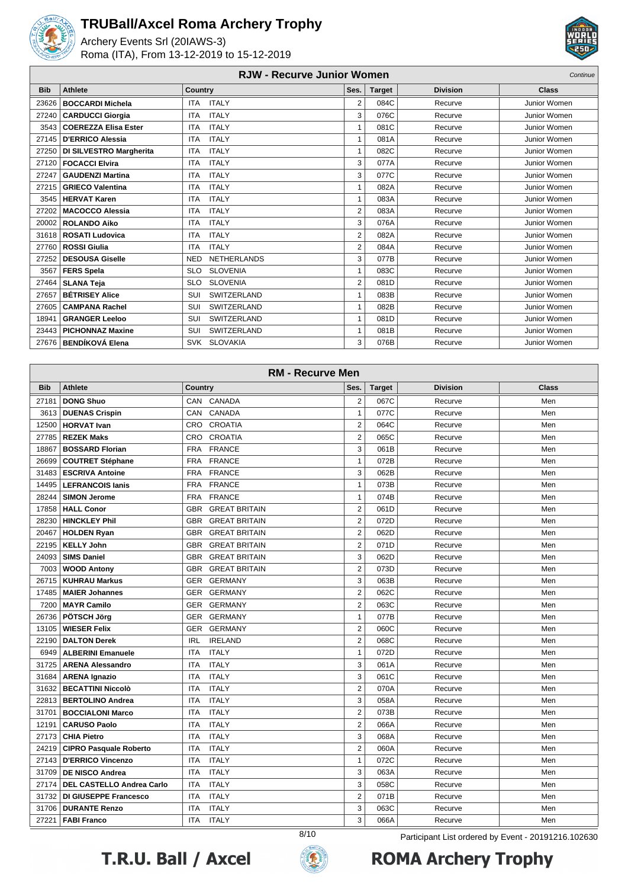## RJW - Recurve Junior Women

*Continue*

| Bib | Athlete | Country | Ses. | Target | Division | Class |
|---|---|---|---|---|---|---|
| 23626 | **BOCCARDI Michela** | ITA ITALY | 2 | 084C | Recurve | Junior Women |
| 27240 | **CARDUCCI Giorgia** | ITA ITALY | 3 | 076C | Recurve | Junior Women |
| 3543 | **COEREZZA Elisa Ester** | ITA ITALY | 1 | 081C | Recurve | Junior Women |
| 27145 | **D'ERRICO Alessia** | ITA ITALY | 1 | 081A | Recurve | Junior Women |
| 27250 | **DI SILVESTRO Margherita** | ITA ITALY | 1 | 082C | Recurve | Junior Women |
| 27120 | **FOCACCI Elvira** | ITA ITALY | 3 | 077A | Recurve | Junior Women |
| 27247 | **GAUDENZI Martina** | ITA ITALY | 3 | 077C | Recurve | Junior Women |
| 27215 | **GRIECO Valentina** | ITA ITALY | 1 | 082A | Recurve | Junior Women |
| 3545 | **HERVAT Karen** | ITA ITALY | 1 | 083A | Recurve | Junior Women |
| 27202 | **MACOCCO Alessia** | ITA ITALY | 2 | 083A | Recurve | Junior Women |
| 20002 | **ROLANDO Aiko** | ITA ITALY | 3 | 076A | Recurve | Junior Women |
| 31618 | **ROSATI Ludovica** | ITA ITALY | 2 | 082A | Recurve | Junior Women |
| 27760 | **ROSSI Giulia** | ITA ITALY | 2 | 084A | Recurve | Junior Women |
| 27252 | **DESOUSA Giselle** | NED NETHERLANDS | 3 | 077B | Recurve | Junior Women |
| 3567 | **FERS Spela** | SLO SLOVENIA | 1 | 083C | Recurve | Junior Women |
| 27464 | **SLANA Teja** | SLO SLOVENIA | 2 | 081D | Recurve | Junior Women |
| 27657 | **BÉTRISEY Alice** | SUI SWITZERLAND | 1 | 083B | Recurve | Junior Women |
| 27605 | **CAMPANA Rachel** | SUI SWITZERLAND | 1 | 082B | Recurve | Junior Women |
| 18941 | **GRANGER Leeloo** | SUI SWITZERLAND | 1 | 081D | Recurve | Junior Women |
| 23443 | **PICHONNAZ Maxine** | SUI SWITZERLAND | 1 | 081B | Recurve | Junior Women |
| 27676 | **BENDÍKOVÁ Elena** | SVK SLOVAKIA | 3 | 076B | Recurve | Junior Women |

## RM - Recurve Men

| Bib | Athlete | Country | Ses. | Target | Division | Class |
|---|---|---|---|---|---|---|
| 27181 | **DONG Shuo** | CAN CANADA | 2 | 067C | Recurve | Men |
| 3613 | **DUENAS Crispin** | CAN CANADA | 1 | 077C | Recurve | Men |
| 12500 | **HORVAT Ivan** | CRO CROATIA | 2 | 064C | Recurve | Men |
| 27785 | **REZEK Maks** | CRO CROATIA | 2 | 065C | Recurve | Men |
| 18867 | **BOSSARD Florian** | FRA FRANCE | 3 | 061B | Recurve | Men |
| 26699 | **COUTRET Stéphane** | FRA FRANCE | 1 | 072B | Recurve | Men |
| 31483 | **ESCRIVA Antoine** | FRA FRANCE | 3 | 062B | Recurve | Men |
| 14495 | **LEFRANCOIS Ianis** | FRA FRANCE | 1 | 073B | Recurve | Men |
| 28244 | **SIMON Jerome** | FRA FRANCE | 1 | 074B | Recurve | Men |
| 17858 | **HALL Conor** | GBR GREAT BRITAIN | 2 | 061D | Recurve | Men |
| 28230 | **HINCKLEY Phil** | GBR GREAT BRITAIN | 2 | 072D | Recurve | Men |
| 20467 | **HOLDEN Ryan** | GBR GREAT BRITAIN | 2 | 062D | Recurve | Men |
| 22195 | **KELLY John** | GBR GREAT BRITAIN | 2 | 071D | Recurve | Men |
| 24093 | **SIMS Daniel** | GBR GREAT BRITAIN | 3 | 062D | Recurve | Men |
| 7003 | **WOOD Antony** | GBR GREAT BRITAIN | 2 | 073D | Recurve | Men |
| 26715 | **KUHRAU Markus** | GER GERMANY | 3 | 063B | Recurve | Men |
| 17485 | **MAIER Johannes** | GER GERMANY | 2 | 062C | Recurve | Men |
| 7200 | **MAYR Camilo** | GER GERMANY | 2 | 063C | Recurve | Men |
| 26736 | **PÖTSCH Jörg** | GER GERMANY | 1 | 077B | Recurve | Men |
| 13105 | **WIESER Felix** | GER GERMANY | 2 | 060C | Recurve | Men |
| 22190 | **DALTON Derek** | IRL IRELAND | 2 | 068C | Recurve | Men |
| 6949 | **ALBERINI Emanuele** | ITA ITALY | 1 | 072D | Recurve | Men |
| 31725 | **ARENA Alessandro** | ITA ITALY | 3 | 061A | Recurve | Men |
| 31684 | **ARENA Ignazio** | ITA ITALY | 3 | 061C | Recurve | Men |
| 31632 | **BECATTINI Niccolò** | ITA ITALY | 2 | 070A | Recurve | Men |
| 22813 | **BERTOLINO Andrea** | ITA ITALY | 3 | 058A | Recurve | Men |
| 31701 | **BOCCIALONI Marco** | ITA ITALY | 2 | 073B | Recurve | Men |
| 12191 | **CARUSO Paolo** | ITA ITALY | 2 | 066A | Recurve | Men |
| 27173 | **CHIA Pietro** | ITA ITALY | 3 | 068A | Recurve | Men |
| 24219 | **CIPRO Pasquale Roberto** | ITA ITALY | 2 | 060A | Recurve | Men |
| 27143 | **D'ERRICO Vincenzo** | ITA ITALY | 1 | 072C | Recurve | Men |
| 31709 | **DE NISCO Andrea** | ITA ITALY | 3 | 063A | Recurve | Men |
| 27174 | **DEL CASTELLO Andrea Carlo** | ITA ITALY | 3 | 058C | Recurve | Men |
| 31732 | **DI GIUSEPPE Francesco** | ITA ITALY | 2 | 071B | Recurve | Men |
| 31706 | **DURANTE Renzo** | ITA ITALY | 3 | 063C | Recurve | Men |
| 27221 | **FABI Franco** | ITA ITALY | 3 | 066A | Recurve | Men |

Participant List ordered by Event - 20191216.102630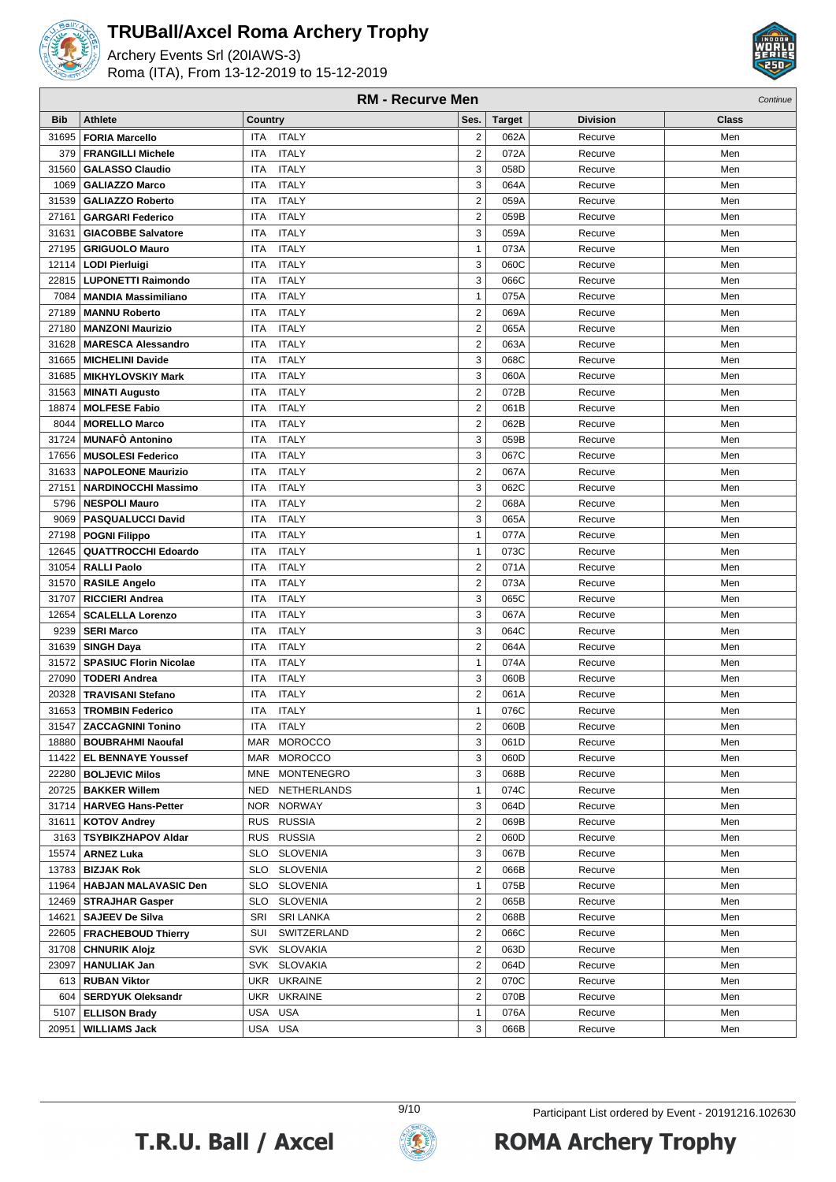# TRUBall/Axcel Roma Archery Trophy

Archery Events Srl (20IAWS-3)
Roma (ITA), From 13-12-2019 to 15-12-2019

## RM - Recurve Men

*Continue*

| Bib | Athlete | Country | | Ses. | Target | Division | Class |
|---|---|---|---|---|---|---|---|
| 31695 | **FORIA Marcello** | ITA | ITALY | 2 | 062A | Recurve | Men |
| 379 | **FRANGILLI Michele** | ITA | ITALY | 2 | 072A | Recurve | Men |
| 31560 | **GALASSO Claudio** | ITA | ITALY | 3 | 058D | Recurve | Men |
| 1069 | **GALIAZZO Marco** | ITA | ITALY | 3 | 064A | Recurve | Men |
| 31539 | **GALIAZZO Roberto** | ITA | ITALY | 2 | 059A | Recurve | Men |
| 27161 | **GARGARI Federico** | ITA | ITALY | 2 | 059B | Recurve | Men |
| 31631 | **GIACOBBE Salvatore** | ITA | ITALY | 3 | 059A | Recurve | Men |
| 27195 | **GRIGUOLO Mauro** | ITA | ITALY | 1 | 073A | Recurve | Men |
| 12114 | **LODI Pierluigi** | ITA | ITALY | 3 | 060C | Recurve | Men |
| 22815 | **LUPONETTI Raimondo** | ITA | ITALY | 3 | 066C | Recurve | Men |
| 7084 | **MANDIA Massimiliano** | ITA | ITALY | 1 | 075A | Recurve | Men |
| 27189 | **MANNU Roberto** | ITA | ITALY | 2 | 069A | Recurve | Men |
| 27180 | **MANZONI Maurizio** | ITA | ITALY | 2 | 065A | Recurve | Men |
| 31628 | **MARESCA Alessandro** | ITA | ITALY | 2 | 063A | Recurve | Men |
| 31665 | **MICHELINI Davide** | ITA | ITALY | 3 | 068C | Recurve | Men |
| 31685 | **MIKHYLOVSKIY Mark** | ITA | ITALY | 3 | 060A | Recurve | Men |
| 31563 | **MINATI Augusto** | ITA | ITALY | 2 | 072B | Recurve | Men |
| 18874 | **MOLFESE Fabio** | ITA | ITALY | 2 | 061B | Recurve | Men |
| 8044 | **MORELLO Marco** | ITA | ITALY | 2 | 062B | Recurve | Men |
| 31724 | **MUNAFÒ Antonino** | ITA | ITALY | 3 | 059B | Recurve | Men |
| 17656 | **MUSOLESI Federico** | ITA | ITALY | 3 | 067C | Recurve | Men |
| 31633 | **NAPOLEONE Maurizio** | ITA | ITALY | 2 | 067A | Recurve | Men |
| 27151 | **NARDINOCCHI Massimo** | ITA | ITALY | 3 | 062C | Recurve | Men |
| 5796 | **NESPOLI Mauro** | ITA | ITALY | 2 | 068A | Recurve | Men |
| 9069 | **PASQUALUCCI David** | ITA | ITALY | 3 | 065A | Recurve | Men |
| 27198 | **POGNI Filippo** | ITA | ITALY | 1 | 077A | Recurve | Men |
| 12645 | **QUATTROCCHI Edoardo** | ITA | ITALY | 1 | 073C | Recurve | Men |
| 31054 | **RALLI Paolo** | ITA | ITALY | 2 | 071A | Recurve | Men |
| 31570 | **RASILE Angelo** | ITA | ITALY | 2 | 073A | Recurve | Men |
| 31707 | **RICCIERI Andrea** | ITA | ITALY | 3 | 065C | Recurve | Men |
| 12654 | **SCALELLA Lorenzo** | ITA | ITALY | 3 | 067A | Recurve | Men |
| 9239 | **SERI Marco** | ITA | ITALY | 3 | 064C | Recurve | Men |
| 31639 | **SINGH Daya** | ITA | ITALY | 2 | 064A | Recurve | Men |
| 31572 | **SPASIUC Florin Nicolae** | ITA | ITALY | 1 | 074A | Recurve | Men |
| 27090 | **TODERI Andrea** | ITA | ITALY | 3 | 060B | Recurve | Men |
| 20328 | **TRAVISANI Stefano** | ITA | ITALY | 2 | 061A | Recurve | Men |
| 31653 | **TROMBIN Federico** | ITA | ITALY | 1 | 076C | Recurve | Men |
| 31547 | **ZACCAGNINI Tonino** | ITA | ITALY | 2 | 060B | Recurve | Men |
| 18880 | **BOUBRAHMI Naoufal** | MAR | MOROCCO | 3 | 061D | Recurve | Men |
| 11422 | **EL BENNAYE Youssef** | MAR | MOROCCO | 3 | 060D | Recurve | Men |
| 22280 | **BOLJEVIC Milos** | MNE | MONTENEGRO | 3 | 068B | Recurve | Men |
| 20725 | **BAKKER Willem** | NED | NETHERLANDS | 1 | 074C | Recurve | Men |
| 31714 | **HARVEG Hans-Petter** | NOR | NORWAY | 3 | 064D | Recurve | Men |
| 31611 | **KOTOV Andrey** | RUS | RUSSIA | 2 | 069B | Recurve | Men |
| 3163 | **TSYBIKZHAPOV Aldar** | RUS | RUSSIA | 2 | 060D | Recurve | Men |
| 15574 | **ARNEZ Luka** | SLO | SLOVENIA | 3 | 067B | Recurve | Men |
| 13783 | **BIZJAK Rok** | SLO | SLOVENIA | 2 | 066B | Recurve | Men |
| 11964 | **HABJAN MALAVASIC Den** | SLO | SLOVENIA | 1 | 075B | Recurve | Men |
| 12469 | **STRAJHAR Gasper** | SLO | SLOVENIA | 2 | 065B | Recurve | Men |
| 14621 | **SAJEEV De Silva** | SRI | SRI LANKA | 2 | 068B | Recurve | Men |
| 22605 | **FRACHEBOUD Thierry** | SUI | SWITZERLAND | 2 | 066C | Recurve | Men |
| 31708 | **CHNURIK Alojz** | SVK | SLOVAKIA | 2 | 063D | Recurve | Men |
| 23097 | **HANULIAK Jan** | SVK | SLOVAKIA | 2 | 064D | Recurve | Men |
| 613 | **RUBAN Viktor** | UKR | UKRAINE | 2 | 070C | Recurve | Men |
| 604 | **SERDYUK Oleksandr** | UKR | UKRAINE | 2 | 070B | Recurve | Men |
| 5107 | **ELLISON Brady** | USA | USA | 1 | 076A | Recurve | Men |
| 20951 | **WILLIAMS Jack** | USA | USA | 3 | 066B | Recurve | Men |

Participant List ordered by Event - 20191216.102630

T.R.U. Ball / Axcel — ROMA Archery Trophy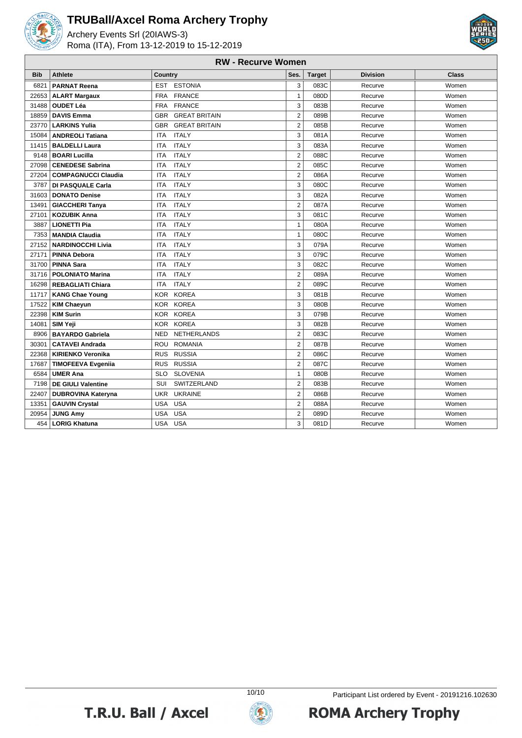# TRUBall/Axcel Roma Archery Trophy

Archery Events Srl (20IAWS-3)
Roma (ITA), From 13-12-2019 to 15-12-2019

## RW - Recurve Women

| Bib | Athlete | Country | | Ses. | Target | Division | Class |
|---|---|---|---|---|---|---|---|
| 6821 | **PARNAT Reena** | EST | ESTONIA | 3 | 083C | Recurve | Women |
| 22653 | **ALART Margaux** | FRA | FRANCE | 1 | 080D | Recurve | Women |
| 31488 | **OUDET Léa** | FRA | FRANCE | 3 | 083B | Recurve | Women |
| 18859 | **DAVIS Emma** | GBR | GREAT BRITAIN | 2 | 089B | Recurve | Women |
| 23770 | **LARKINS Yulia** | GBR | GREAT BRITAIN | 2 | 085B | Recurve | Women |
| 15084 | **ANDREOLI Tatiana** | ITA | ITALY | 3 | 081A | Recurve | Women |
| 11415 | **BALDELLI Laura** | ITA | ITALY | 3 | 083A | Recurve | Women |
| 9148 | **BOARI Lucilla** | ITA | ITALY | 2 | 088C | Recurve | Women |
| 27098 | **CENEDESE Sabrina** | ITA | ITALY | 2 | 085C | Recurve | Women |
| 27204 | **COMPAGNUCCI Claudia** | ITA | ITALY | 2 | 086A | Recurve | Women |
| 3787 | **DI PASQUALE Carla** | ITA | ITALY | 3 | 080C | Recurve | Women |
| 31603 | **DONATO Denise** | ITA | ITALY | 3 | 082A | Recurve | Women |
| 13491 | **GIACCHERI Tanya** | ITA | ITALY | 2 | 087A | Recurve | Women |
| 27101 | **KOZUBIK Anna** | ITA | ITALY | 3 | 081C | Recurve | Women |
| 3887 | **LIONETTI Pia** | ITA | ITALY | 1 | 080A | Recurve | Women |
| 7353 | **MANDIA Claudia** | ITA | ITALY | 1 | 080C | Recurve | Women |
| 27152 | **NARDINOCCHI Livia** | ITA | ITALY | 3 | 079A | Recurve | Women |
| 27171 | **PINNA Debora** | ITA | ITALY | 3 | 079C | Recurve | Women |
| 31700 | **PINNA Sara** | ITA | ITALY | 3 | 082C | Recurve | Women |
| 31716 | **POLONIATO Marina** | ITA | ITALY | 2 | 089A | Recurve | Women |
| 16298 | **REBAGLIATI Chiara** | ITA | ITALY | 2 | 089C | Recurve | Women |
| 11717 | **KANG Chae Young** | KOR | KOREA | 3 | 081B | Recurve | Women |
| 17522 | **KIM Chaeyun** | KOR | KOREA | 3 | 080B | Recurve | Women |
| 22398 | **KIM Surin** | KOR | KOREA | 3 | 079B | Recurve | Women |
| 14081 | **SIM Yeji** | KOR | KOREA | 3 | 082B | Recurve | Women |
| 8906 | **BAYARDO Gabriela** | NED | NETHERLANDS | 2 | 083C | Recurve | Women |
| 30301 | **CATAVEI Andrada** | ROU | ROMANIA | 2 | 087B | Recurve | Women |
| 22368 | **KIRIENKO Veronika** | RUS | RUSSIA | 2 | 086C | Recurve | Women |
| 17687 | **TIMOFEEVA Evgeniia** | RUS | RUSSIA | 2 | 087C | Recurve | Women |
| 6584 | **UMER Ana** | SLO | SLOVENIA | 1 | 080B | Recurve | Women |
| 7198 | **DE GIULI Valentine** | SUI | SWITZERLAND | 2 | 083B | Recurve | Women |
| 22407 | **DUBROVINA Kateryna** | UKR | UKRAINE | 2 | 086B | Recurve | Women |
| 13351 | **GAUVIN Crystal** | USA | USA | 2 | 088A | Recurve | Women |
| 20954 | **JUNG Amy** | USA | USA | 2 | 089D | Recurve | Women |
| 454 | **LORIG Khatuna** | USA | USA | 3 | 081D | Recurve | Women |

Participant List ordered by Event - 20191216.102630